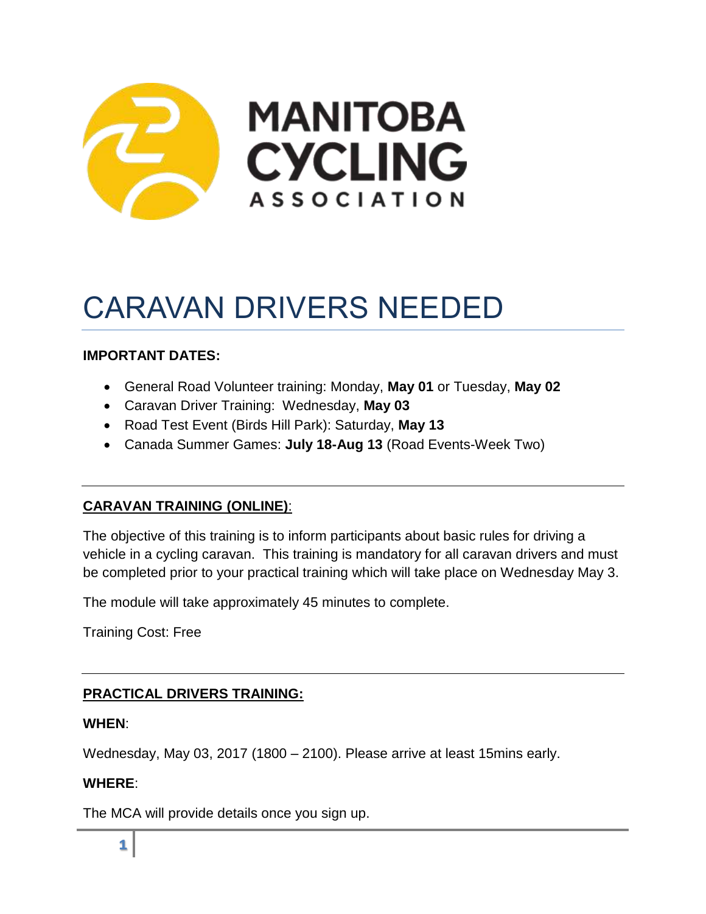MANITOBA CYCLING ASSOCIATION

# CARAVAN DRIVERS NEEDED

**IMPORTANT DATES:**

- General Road Volunteer training: Monday, **May 01** or Tuesday, **May 02**
- Caravan Driver Training: Wednesday, **May 03**
- Road Test Event (Birds Hill Park): Saturday, **May 13**
- Canada Summer Games: **July 18-Aug 13** (Road Events-Week Two)

## CARAVAN TRAINING (ONLINE):

The objective of this training is to inform participants about basic rules for driving a vehicle in a cycling caravan. This training is mandatory for all caravan drivers and must be completed prior to your practical training which will take place on Wednesday May 3.

The module will take approximately 45 minutes to complete.

Training Cost: Free

## PRACTICAL DRIVERS TRAINING:

**WHEN**:

Wednesday, May 03, 2017 (1800 – 2100). Please arrive at least 15mins early.

**WHERE**:

The MCA will provide details once you sign up.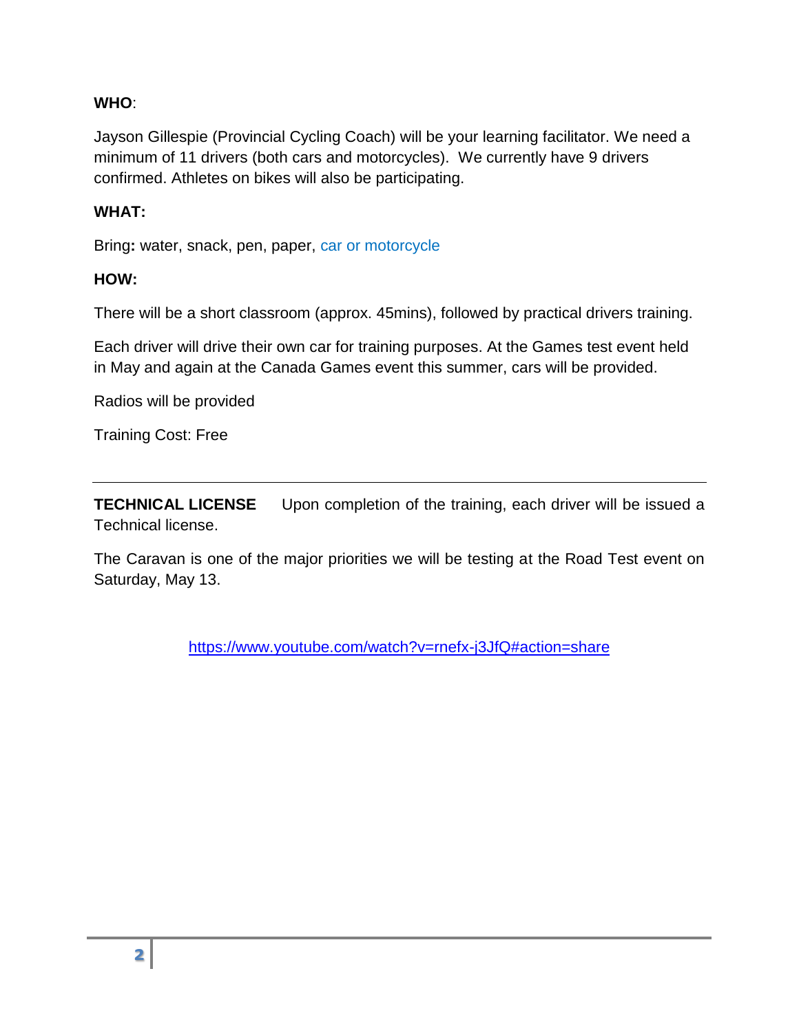**WHO**:

Jayson Gillespie (Provincial Cycling Coach) will be your learning facilitator. We need a minimum of 11 drivers (both cars and motorcycles). We currently have 9 drivers confirmed. Athletes on bikes will also be participating.

**WHAT:**

Bring**:** water, snack, pen, paper, car or motorcycle

**HOW:**

There will be a short classroom (approx. 45mins), followed by practical drivers training.

Each driver will drive their own car for training purposes. At the Games test event held in May and again at the Canada Games event this summer, cars will be provided.

Radios will be provided

Training Cost: Free

---

**TECHNICAL LICENSE** Upon completion of the training, each driver will be issued a Technical license.

The Caravan is one of the major priorities we will be testing at the Road Test event on Saturday, May 13.

https://www.youtube.com/watch?v=rnefx-j3JfQ#action=share